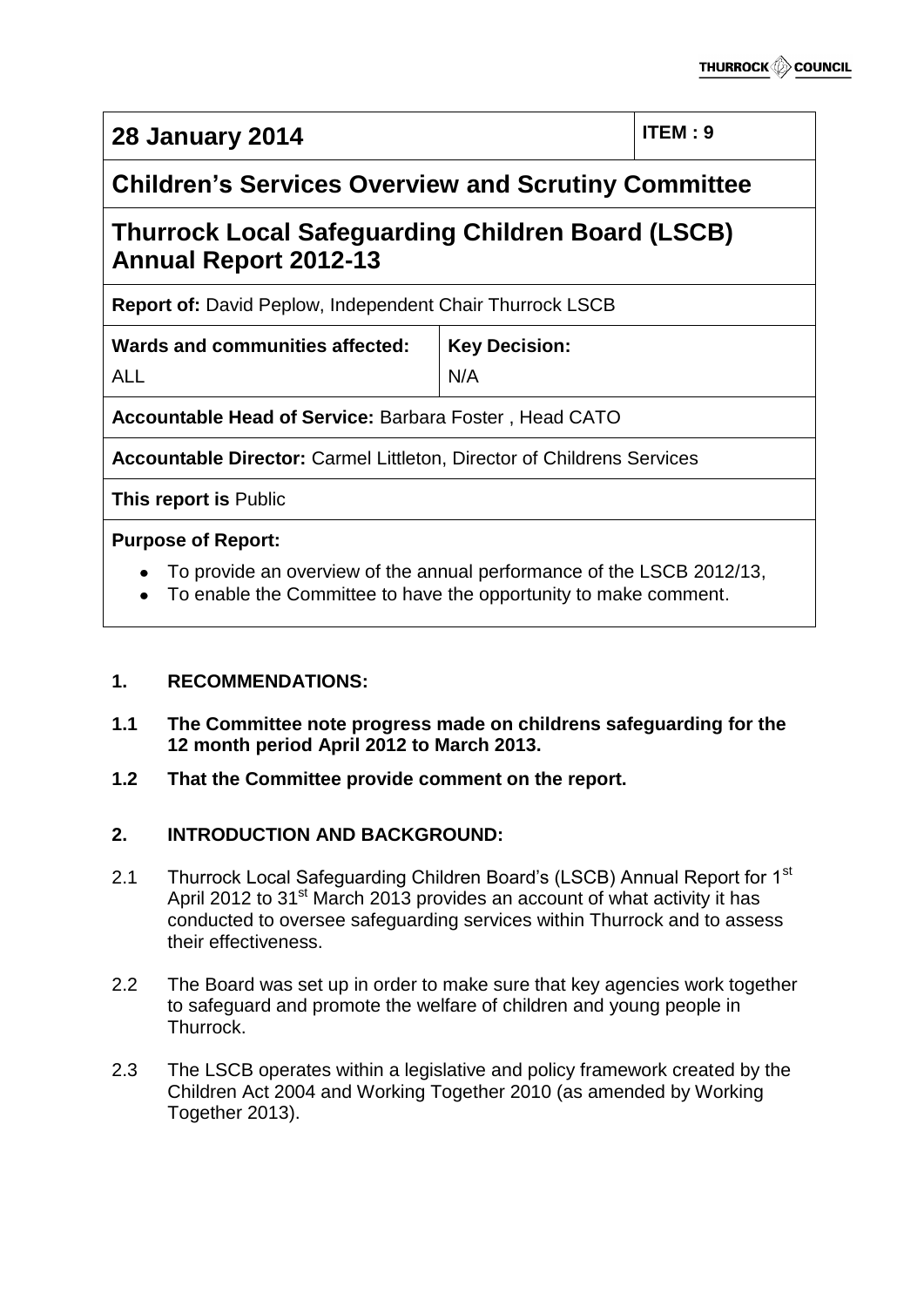| **28 January 2014** | | **ITEM : 9** |
|---|---|---|
| **Children's Services Overview and Scrutiny Committee** | | |
| **Thurrock Local Safeguarding Children Board (LSCB) Annual Report 2012-13** | | |
| **Report of:** David Peplow, Independent Chair Thurrock LSCB | | |
| **Wards and communities affected:** ALL | **Key Decision:** N/A | |
| **Accountable Head of Service:** Barbara Foster , Head CATO | | |
| **Accountable Director:** Carmel Littleton, Director of Childrens Services | | |
| **This report is** Public | | |
| **Purpose of Report:** • To provide an overview of the annual performance of the LSCB 2012/13, • To enable the Committee to have the opportunity to make comment. | | |

## 1. RECOMMENDATIONS:

**1.1 The Committee note progress made on childrens safeguarding for the 12 month period April 2012 to March 2013.**

**1.2 That the Committee provide comment on the report.**

## 2. INTRODUCTION AND BACKGROUND:

2.1 Thurrock Local Safeguarding Children Board's (LSCB) Annual Report for 1st April 2012 to 31st March 2013 provides an account of what activity it has conducted to oversee safeguarding services within Thurrock and to assess their effectiveness.

2.2 The Board was set up in order to make sure that key agencies work together to safeguard and promote the welfare of children and young people in Thurrock.

2.3 The LSCB operates within a legislative and policy framework created by the Children Act 2004 and Working Together 2010 (as amended by Working Together 2013).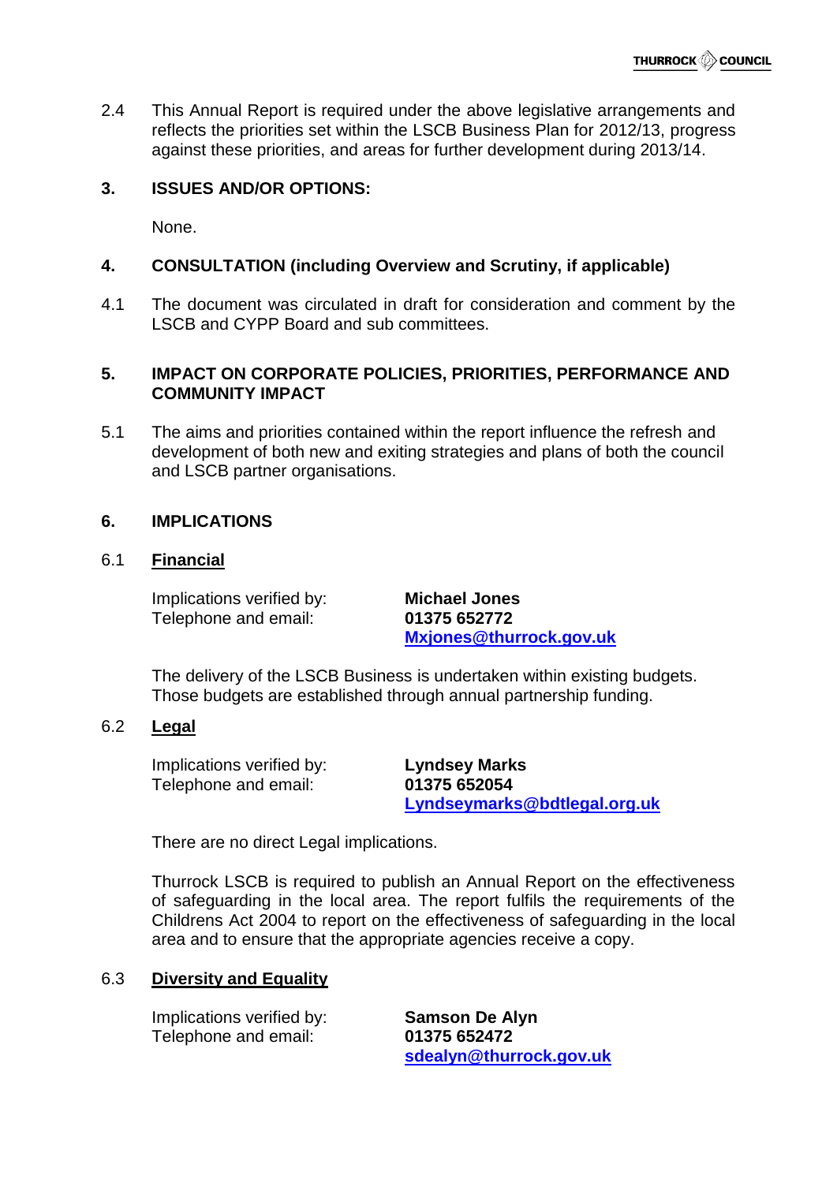2.4 This Annual Report is required under the above legislative arrangements and reflects the priorities set within the LSCB Business Plan for 2012/13, progress against these priorities, and areas for further development during 2013/14.

## 3. ISSUES AND/OR OPTIONS:

None.

## 4. CONSULTATION (including Overview and Scrutiny, if applicable)

4.1 The document was circulated in draft for consideration and comment by the LSCB and CYPP Board and sub committees.

## 5. IMPACT ON CORPORATE POLICIES, PRIORITIES, PERFORMANCE AND COMMUNITY IMPACT

5.1 The aims and priorities contained within the report influence the refresh and development of both new and exiting strategies and plans of both the council and LSCB partner organisations.

## 6. IMPLICATIONS

### 6.1 Financial

Implications verified by: **Michael Jones**
Telephone and email: **01375 652772**
**Mxjones@thurrock.gov.uk**

The delivery of the LSCB Business is undertaken within existing budgets. Those budgets are established through annual partnership funding.

### 6.2 Legal

Implications verified by: **Lyndsey Marks**
Telephone and email: **01375 652054**
**Lyndseymarks@bdtlegal.org.uk**

There are no direct Legal implications.

Thurrock LSCB is required to publish an Annual Report on the effectiveness of safeguarding in the local area. The report fulfils the requirements of the Childrens Act 2004 to report on the effectiveness of safeguarding in the local area and to ensure that the appropriate agencies receive a copy.

### 6.3 Diversity and Equality

Implications verified by: **Samson De Alyn**
Telephone and email: **01375 652472**
**sdealyn@thurrock.gov.uk**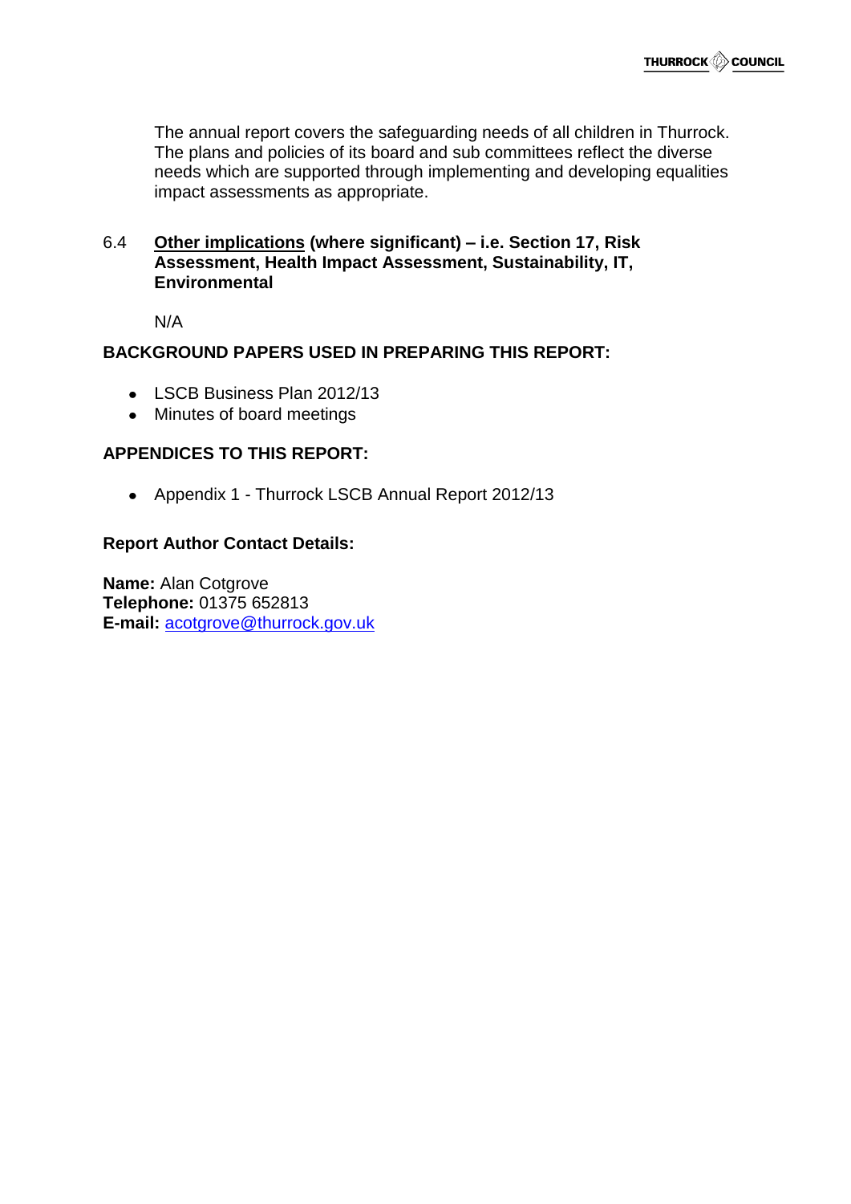The annual report covers the safeguarding needs of all children in Thurrock. The plans and policies of its board and sub committees reflect the diverse needs which are supported through implementing and developing equalities impact assessments as appropriate.

6.4 **Other implications (where significant) – i.e. Section 17, Risk Assessment, Health Impact Assessment, Sustainability, IT, Environmental**

N/A

**BACKGROUND PAPERS USED IN PREPARING THIS REPORT:**

- LSCB Business Plan 2012/13
- Minutes of board meetings

**APPENDICES TO THIS REPORT:**

- Appendix 1 - Thurrock LSCB Annual Report 2012/13

**Report Author Contact Details:**

**Name:** Alan Cotgrove
**Telephone:** 01375 652813
**E-mail:** acotgrove@thurrock.gov.uk